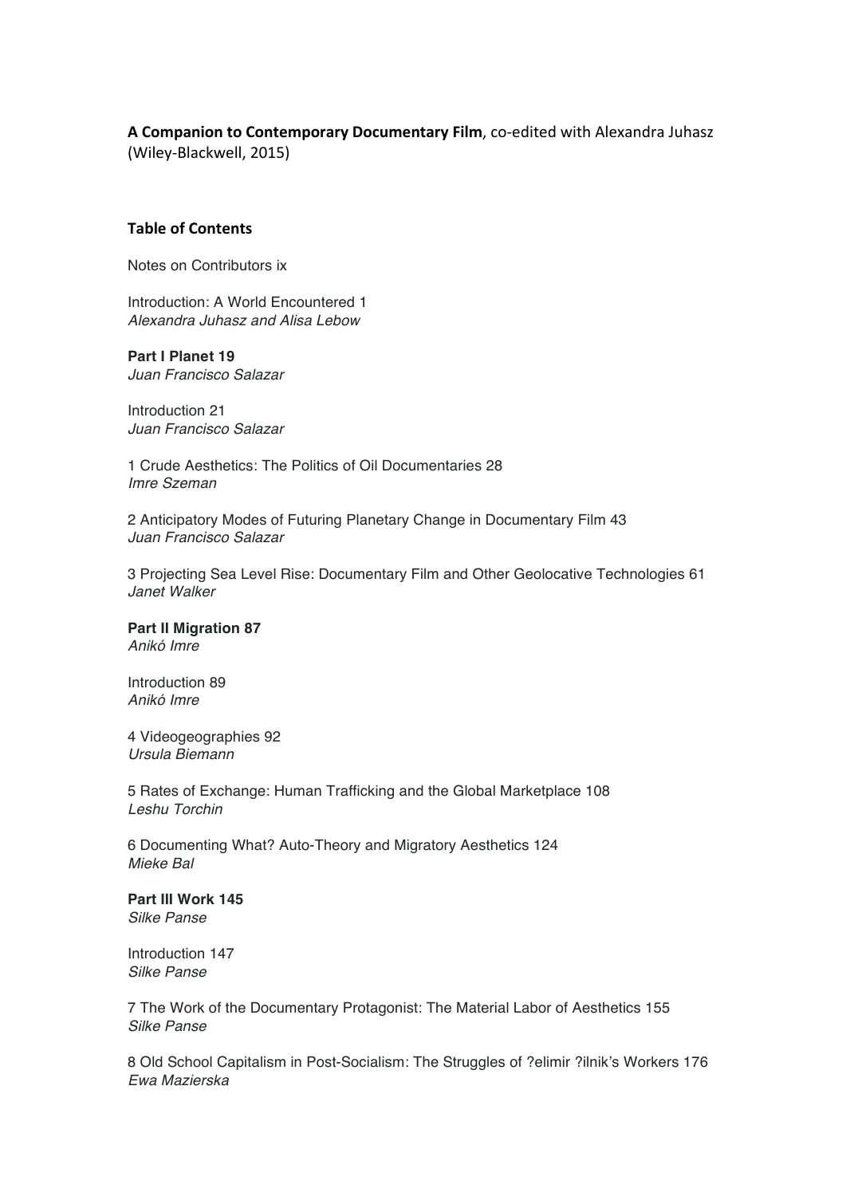**A Companion to Contemporary Documentary Film**, co-edited with Alexandra Juhasz (Wiley-Blackwell, 2015)

**Table of Contents**

Notes on Contributors ix

Introduction: A World Encountered 1
*Alexandra Juhasz and Alisa Lebow*

**Part I Planet 19**
*Juan Francisco Salazar*

Introduction 21
*Juan Francisco Salazar*

1 Crude Aesthetics: The Politics of Oil Documentaries 28
*Imre Szeman*

2 Anticipatory Modes of Futuring Planetary Change in Documentary Film 43
*Juan Francisco Salazar*

3 Projecting Sea Level Rise: Documentary Film and Other Geolocative Technologies 61
*Janet Walker*

**Part II Migration 87**
*Anikó Imre*

Introduction 89
*Anikó Imre*

4 Videogeographies 92
*Ursula Biemann*

5 Rates of Exchange: Human Trafficking and the Global Marketplace 108
*Leshu Torchin*

6 Documenting What? Auto-Theory and Migratory Aesthetics 124
*Mieke Bal*

**Part III Work 145**
*Silke Panse*

Introduction 147
*Silke Panse*

7 The Work of the Documentary Protagonist: The Material Labor of Aesthetics 155
*Silke Panse*

8 Old School Capitalism in Post-Socialism: The Struggles of ?elimir ?ilnik's Workers 176
*Ewa Mazierska*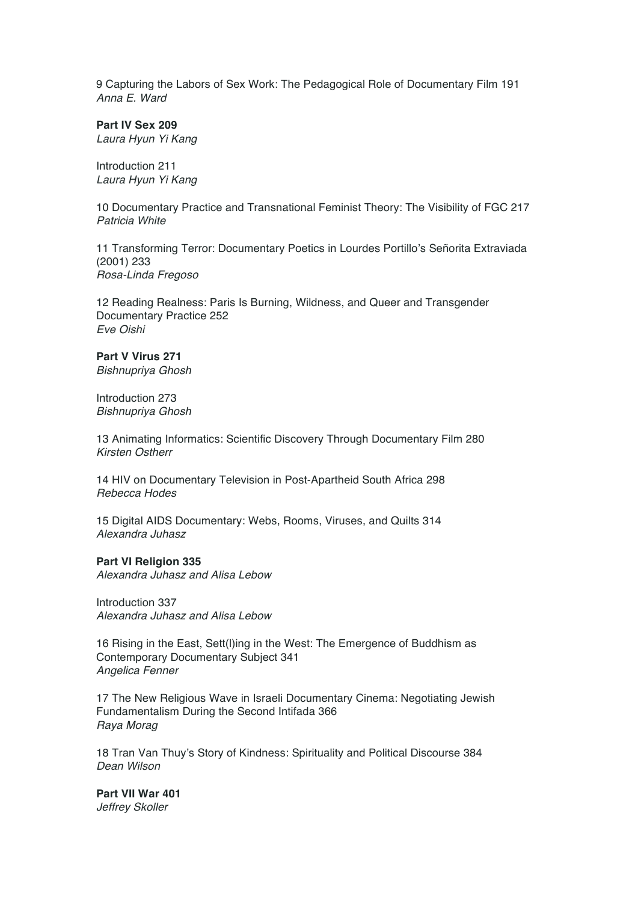9 Capturing the Labors of Sex Work: The Pedagogical Role of Documentary Film 191
*Anna E. Ward*

**Part IV Sex 209**
*Laura Hyun Yi Kang*

Introduction 211
*Laura Hyun Yi Kang*

10 Documentary Practice and Transnational Feminist Theory: The Visibility of FGC 217
*Patricia White*

11 Transforming Terror: Documentary Poetics in Lourdes Portillo's Señorita Extraviada (2001) 233
*Rosa-Linda Fregoso*

12 Reading Realness: Paris Is Burning, Wildness, and Queer and Transgender Documentary Practice 252
*Eve Oishi*

**Part V Virus 271**
*Bishnupriya Ghosh*

Introduction 273
*Bishnupriya Ghosh*

13 Animating Informatics: Scientific Discovery Through Documentary Film 280
*Kirsten Ostherr*

14 HIV on Documentary Television in Post-Apartheid South Africa 298
*Rebecca Hodes*

15 Digital AIDS Documentary: Webs, Rooms, Viruses, and Quilts 314
*Alexandra Juhasz*

**Part VI Religion 335**
*Alexandra Juhasz and Alisa Lebow*

Introduction 337
*Alexandra Juhasz and Alisa Lebow*

16 Rising in the East, Sett(l)ing in the West: The Emergence of Buddhism as Contemporary Documentary Subject 341
*Angelica Fenner*

17 The New Religious Wave in Israeli Documentary Cinema: Negotiating Jewish Fundamentalism During the Second Intifada 366
*Raya Morag*

18 Tran Van Thuy's Story of Kindness: Spirituality and Political Discourse 384
*Dean Wilson*

**Part VII War 401**
*Jeffrey Skoller*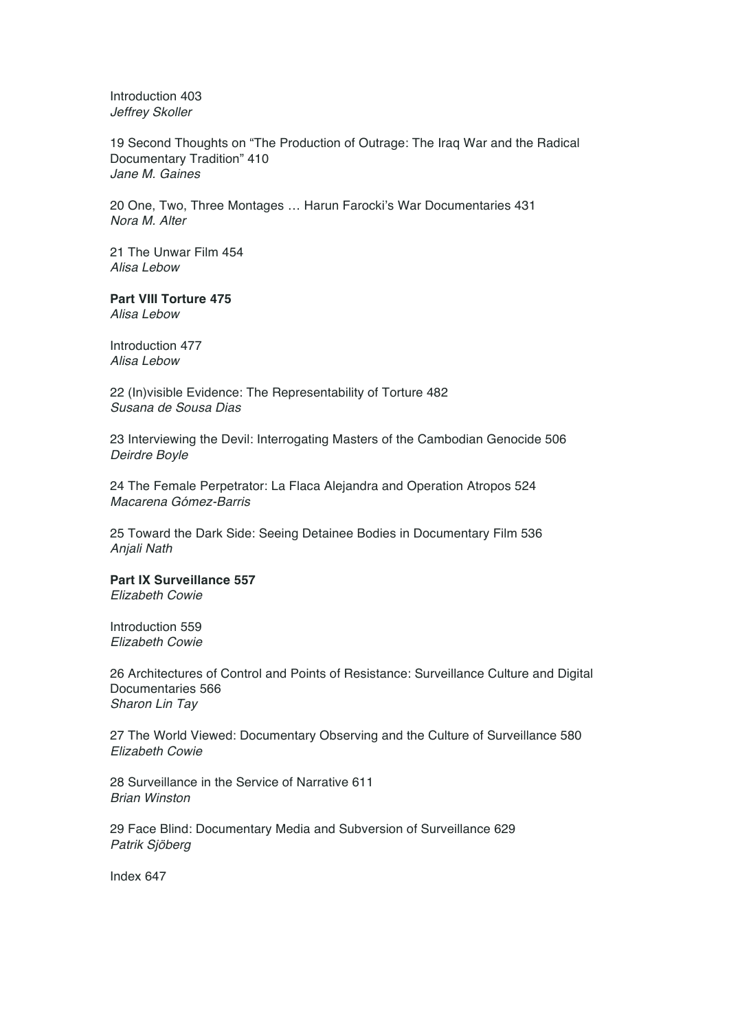Introduction 403
*Jeffrey Skoller*

19 Second Thoughts on "The Production of Outrage: The Iraq War and the Radical Documentary Tradition" 410
*Jane M. Gaines*

20 One, Two, Three Montages … Harun Farocki's War Documentaries 431
*Nora M. Alter*

21 The Unwar Film 454
*Alisa Lebow*

**Part VIII Torture 475**
*Alisa Lebow*

Introduction 477
*Alisa Lebow*

22 (In)visible Evidence: The Representability of Torture 482
*Susana de Sousa Dias*

23 Interviewing the Devil: Interrogating Masters of the Cambodian Genocide 506
*Deirdre Boyle*

24 The Female Perpetrator: La Flaca Alejandra and Operation Atropos 524
*Macarena Gómez-Barris*

25 Toward the Dark Side: Seeing Detainee Bodies in Documentary Film 536
*Anjali Nath*

**Part IX Surveillance 557**
*Elizabeth Cowie*

Introduction 559
*Elizabeth Cowie*

26 Architectures of Control and Points of Resistance: Surveillance Culture and Digital Documentaries 566
*Sharon Lin Tay*

27 The World Viewed: Documentary Observing and the Culture of Surveillance 580
*Elizabeth Cowie*

28 Surveillance in the Service of Narrative 611
*Brian Winston*

29 Face Blind: Documentary Media and Subversion of Surveillance 629
*Patrik Sjöberg*

Index 647